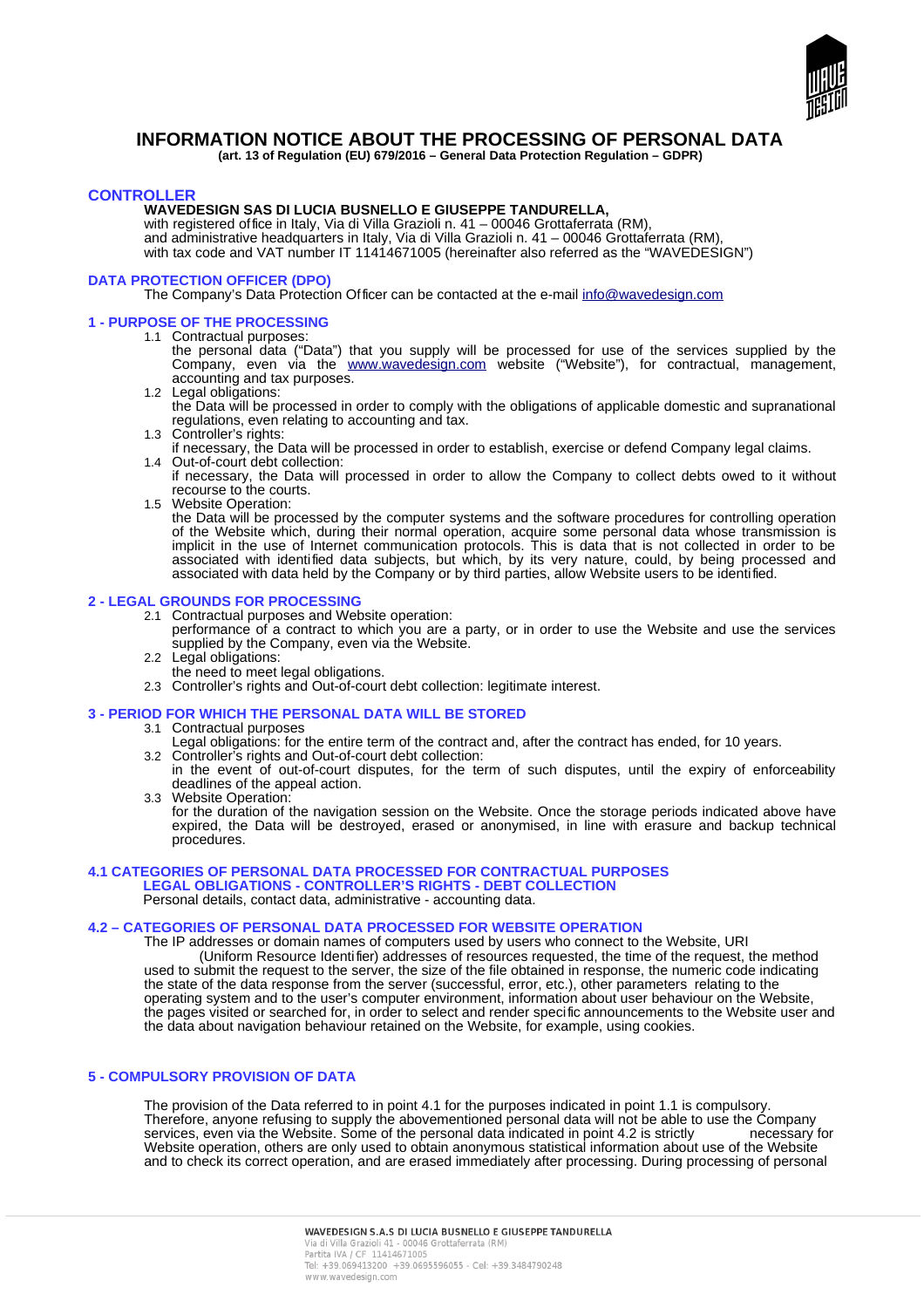# INFORMATION NOTICE ABOUT THE PROCESSING OF PERSONAL DATA

**(art. 13 of Regulation (EU) 679/2016 – General Data Protection Regulation – GDPR)**

## CONTROLLER

**WAVEDESIGN SAS DI LUCIA BUSNELLO E GIUSEPPE TANDURELLA,**
with registered office in Italy, Via di Villa Grazioli n. 41 – 00046 Grottaferrata (RM),
and administrative headquarters in Italy, Via di Villa Grazioli n. 41 – 00046 Grottaferrata (RM),
with tax code and VAT number IT 11414671005 (hereinafter also referred as the "WAVEDESIGN")

## DATA PROTECTION OFFICER (DPO)

The Company's Data Protection Officer can be contacted at the e-mail info@wavedesign.com

## 1 - PURPOSE OF THE PROCESSING

1.1 Contractual purposes:
the personal data ("Data") that you supply will be processed for use of the services supplied by the Company, even via the www.wavedesign.com website ("Website"), for contractual, management, accounting and tax purposes.

1.2 Legal obligations:
the Data will be processed in order to comply with the obligations of applicable domestic and supranational regulations, even relating to accounting and tax.

1.3 Controller's rights:
if necessary, the Data will be processed in order to establish, exercise or defend Company legal claims.

1.4 Out-of-court debt collection:
if necessary, the Data will processed in order to allow the Company to collect debts owed to it without recourse to the courts.

1.5 Website Operation:
the Data will be processed by the computer systems and the software procedures for controlling operation of the Website which, during their normal operation, acquire some personal data whose transmission is implicit in the use of Internet communication protocols. This is data that is not collected in order to be associated with identified data subjects, but which, by its very nature, could, by being processed and associated with data held by the Company or by third parties, allow Website users to be identified.

## 2 - LEGAL GROUNDS FOR PROCESSING

2.1 Contractual purposes and Website operation:
performance of a contract to which you are a party, or in order to use the Website and use the services supplied by the Company, even via the Website.

2.2 Legal obligations:
the need to meet legal obligations.

2.3 Controller's rights and Out-of-court debt collection: legitimate interest.

## 3 - PERIOD FOR WHICH THE PERSONAL DATA WILL BE STORED

3.1 Contractual purposes
Legal obligations: for the entire term of the contract and, after the contract has ended, for 10 years.

3.2 Controller's rights and Out-of-court debt collection:
in the event of out-of-court disputes, for the term of such disputes, until the expiry of enforceability deadlines of the appeal action.

3.3 Website Operation:
for the duration of the navigation session on the Website. Once the storage periods indicated above have expired, the Data will be destroyed, erased or anonymised, in line with erasure and backup technical procedures.

## 4.1 CATEGORIES OF PERSONAL DATA PROCESSED FOR CONTRACTUAL PURPOSES LEGAL OBLIGATIONS - CONTROLLER'S RIGHTS - DEBT COLLECTION

Personal details, contact data, administrative - accounting data.

## 4.2 – CATEGORIES OF PERSONAL DATA PROCESSED FOR WEBSITE OPERATION

The IP addresses or domain names of computers used by users who connect to the Website, URI (Uniform Resource Identifier) addresses of resources requested, the time of the request, the method used to submit the request to the server, the size of the file obtained in response, the numeric code indicating the state of the data response from the server (successful, error, etc.), other parameters relating to the operating system and to the user's computer environment, information about user behaviour on the Website, the pages visited or searched for, in order to select and render specific announcements to the Website user and the data about navigation behaviour retained on the Website, for example, using cookies.

## 5 - COMPULSORY PROVISION OF DATA

The provision of the Data referred to in point 4.1 for the purposes indicated in point 1.1 is compulsory. Therefore, anyone refusing to supply the abovementioned personal data will not be able to use the Company services, even via the Website. Some of the personal data indicated in point 4.2 is strictly necessary for Website operation, others are only used to obtain anonymous statistical information about use of the Website and to check its correct operation, and are erased immediately after processing. During processing of personal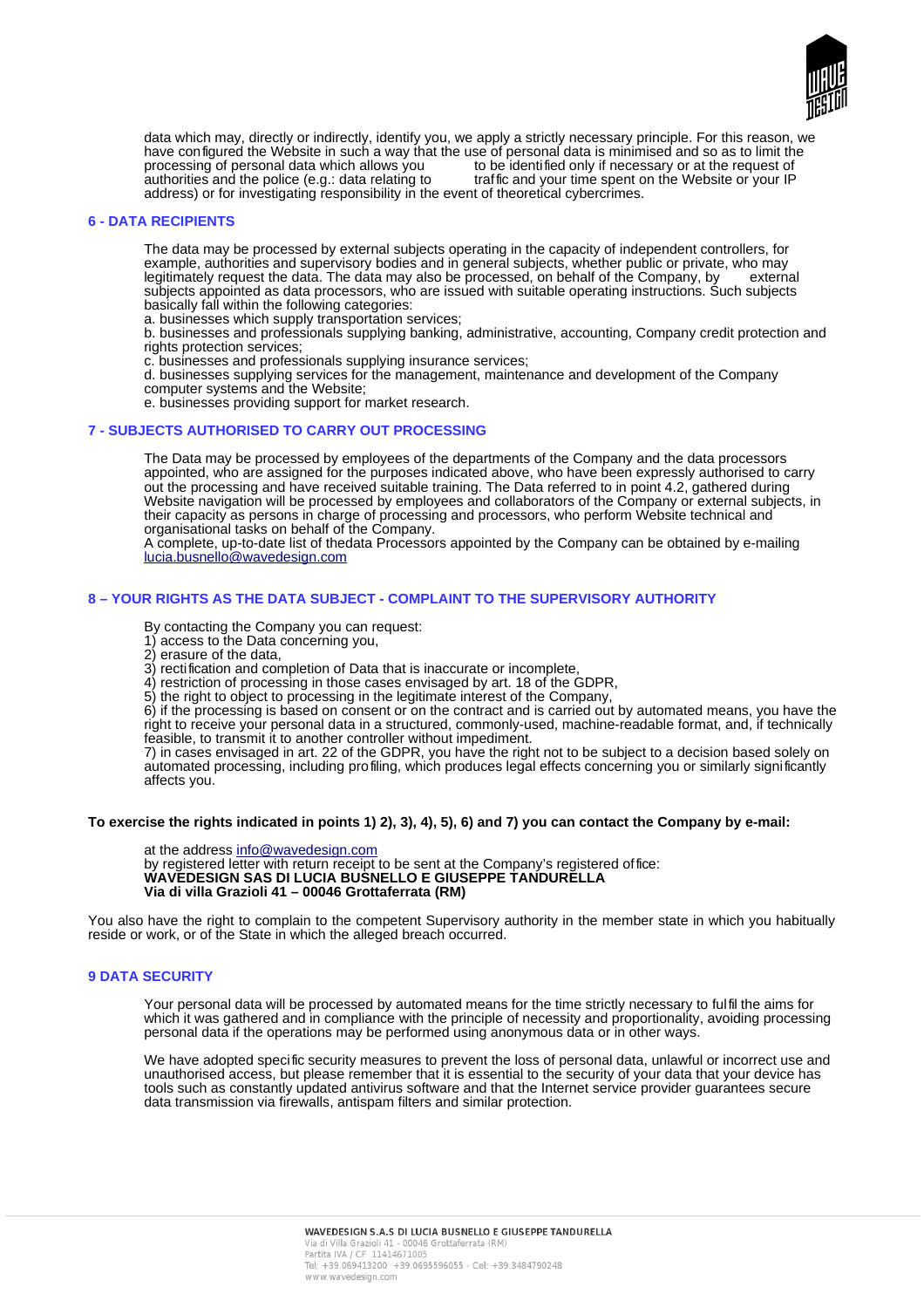data which may, directly or indirectly, identify you, we apply a strictly necessary principle. For this reason, we have configured the Website in such a way that the use of personal data is minimised and so as to limit the processing of personal data which allows you to be identified only if necessary or at the request of authorities and the police (e.g.: data relating to traffic and your time spent on the Website or your IP address) or for investigating responsibility in the event of theoretical cybercrimes.

## 6 - DATA RECIPIENTS

The data may be processed by external subjects operating in the capacity of independent controllers, for example, authorities and supervisory bodies and in general subjects, whether public or private, who may legitimately request the data. The data may also be processed, on behalf of the Company, by external subjects appointed as data processors, who are issued with suitable operating instructions. Such subjects basically fall within the following categories:

a. businesses which supply transportation services;
b. businesses and professionals supplying banking, administrative, accounting, Company credit protection and rights protection services;
c. businesses and professionals supplying insurance services;
d. businesses supplying services for the management, maintenance and development of the Company computer systems and the Website;
e. businesses providing support for market research.

## 7 - SUBJECTS AUTHORISED TO CARRY OUT PROCESSING

The Data may be processed by employees of the departments of the Company and the data processors appointed, who are assigned for the purposes indicated above, who have been expressly authorised to carry out the processing and have received suitable training. The Data referred to in point 4.2, gathered during Website navigation will be processed by employees and collaborators of the Company or external subjects, in their capacity as persons in charge of processing and processors, who perform Website technical and organisational tasks on behalf of the Company.
A complete, up-to-date list of thedata Processors appointed by the Company can be obtained by e-mailing lucia.busnello@wavedesign.com

## 8 – YOUR RIGHTS AS THE DATA SUBJECT - COMPLAINT TO THE SUPERVISORY AUTHORITY

By contacting the Company you can request:

1) access to the Data concerning you,
2) erasure of the data,
3) rectification and completion of Data that is inaccurate or incomplete,
4) restriction of processing in those cases envisaged by art. 18 of the GDPR,
5) the right to object to processing in the legitimate interest of the Company,
6) if the processing is based on consent or on the contract and is carried out by automated means, you have the right to receive your personal data in a structured, commonly-used, machine-readable format, and, if technically feasible, to transmit it to another controller without impediment.
7) in cases envisaged in art. 22 of the GDPR, you have the right not to be subject to a decision based solely on automated processing, including profiling, which produces legal effects concerning you or similarly significantly affects you.

**To exercise the rights indicated in points 1) 2), 3), 4), 5), 6) and 7) you can contact the Company by e-mail:**

at the address info@wavedesign.com
by registered letter with return receipt to be sent at the Company's registered office:
**WAVEDESIGN SAS DI LUCIA BUSNELLO E GIUSEPPE TANDURELLA**
**Via di villa Grazioli 41 – 00046 Grottaferrata (RM)**

You also have the right to complain to the competent Supervisory authority in the member state in which you habitually reside or work, or of the State in which the alleged breach occurred.

## 9 DATA SECURITY

Your personal data will be processed by automated means for the time strictly necessary to fulfil the aims for which it was gathered and in compliance with the principle of necessity and proportionality, avoiding processing personal data if the operations may be performed using anonymous data or in other ways.

We have adopted specific security measures to prevent the loss of personal data, unlawful or incorrect use and unauthorised access, but please remember that it is essential to the security of your data that your device has tools such as constantly updated antivirus software and that the Internet service provider guarantees secure data transmission via firewalls, antispam filters and similar protection.